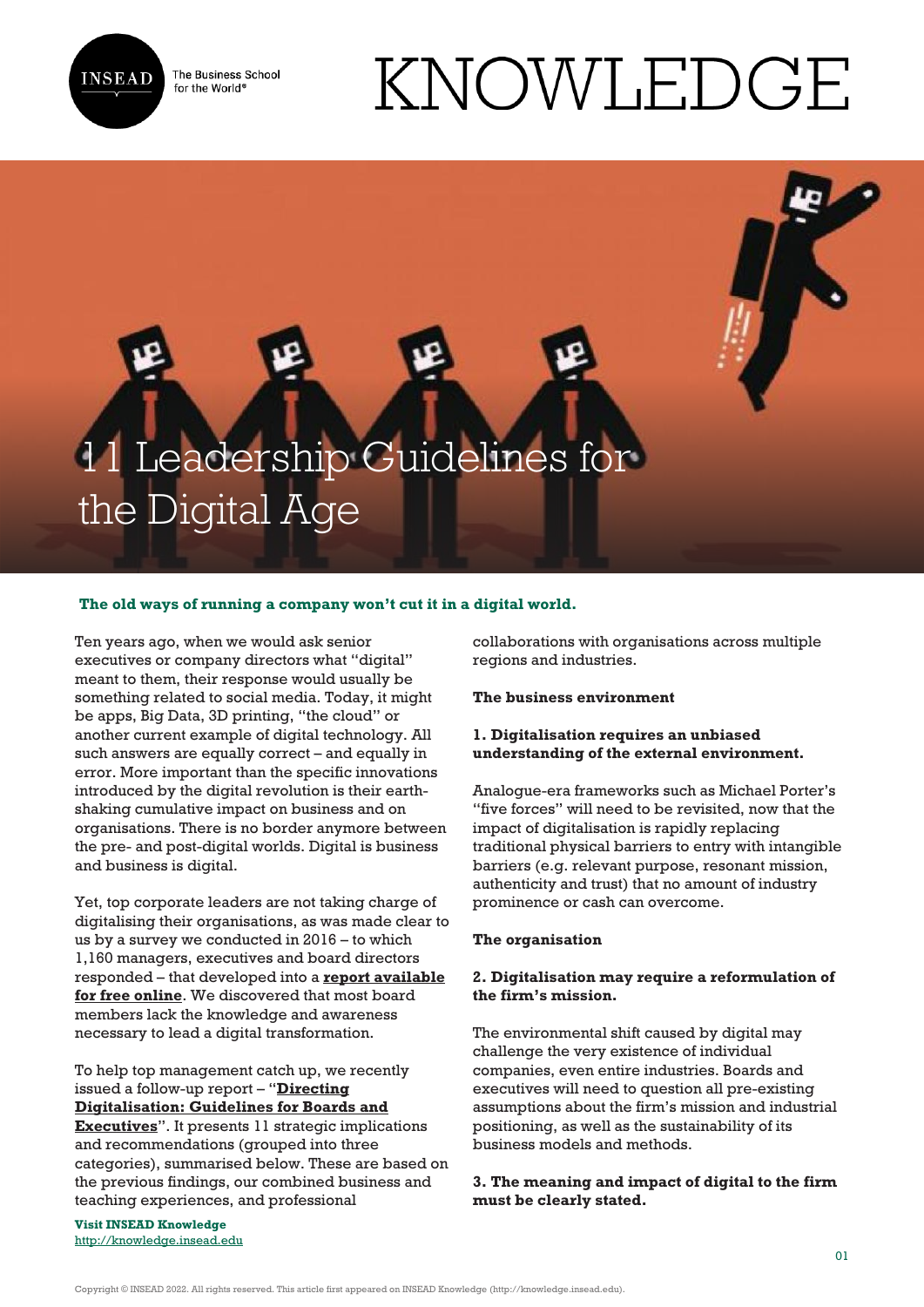# 11 Leadership Guidelines for the Digital Age

**The old ways of running a company won't cut it in a digital world.**

Ten years ago, when we would ask senior executives or company directors what "digital" meant to them, their response would usually be something related to social media. Today, it might be apps, Big Data, 3D printing, "the cloud" or another current example of digital technology. All such answers are equally correct – and equally in error. More important than the specific innovations introduced by the digital revolution is their earth-shaking cumulative impact on business and on organisations. There is no border anymore between the pre- and post-digital worlds. Digital is business and business is digital.

Yet, top corporate leaders are not taking charge of digitalising their organisations, as was made clear to us by a survey we conducted in 2016 – to which 1,160 managers, executives and board directors responded – that developed into a **report available for free online**. We discovered that most board members lack the knowledge and awareness necessary to lead a digital transformation.

To help top management catch up, we recently issued a follow-up report – "**Directing Digitalisation: Guidelines for Boards and Executives**". It presents 11 strategic implications and recommendations (grouped into three categories), summarised below. These are based on the previous findings, our combined business and teaching experiences, and professional collaborations with organisations across multiple regions and industries.

**The business environment**

**1. Digitalisation requires an unbiased understanding of the external environment.**

Analogue-era frameworks such as Michael Porter's "five forces" will need to be revisited, now that the impact of digitalisation is rapidly replacing traditional physical barriers to entry with intangible barriers (e.g. relevant purpose, resonant mission, authenticity and trust) that no amount of industry prominence or cash can overcome.

**The organisation**

**2. Digitalisation may require a reformulation of the firm's mission.**

The environmental shift caused by digital may challenge the very existence of individual companies, even entire industries. Boards and executives will need to question all pre-existing assumptions about the firm's mission and industrial positioning, as well as the sustainability of its business models and methods.

**3. The meaning and impact of digital to the firm must be clearly stated.**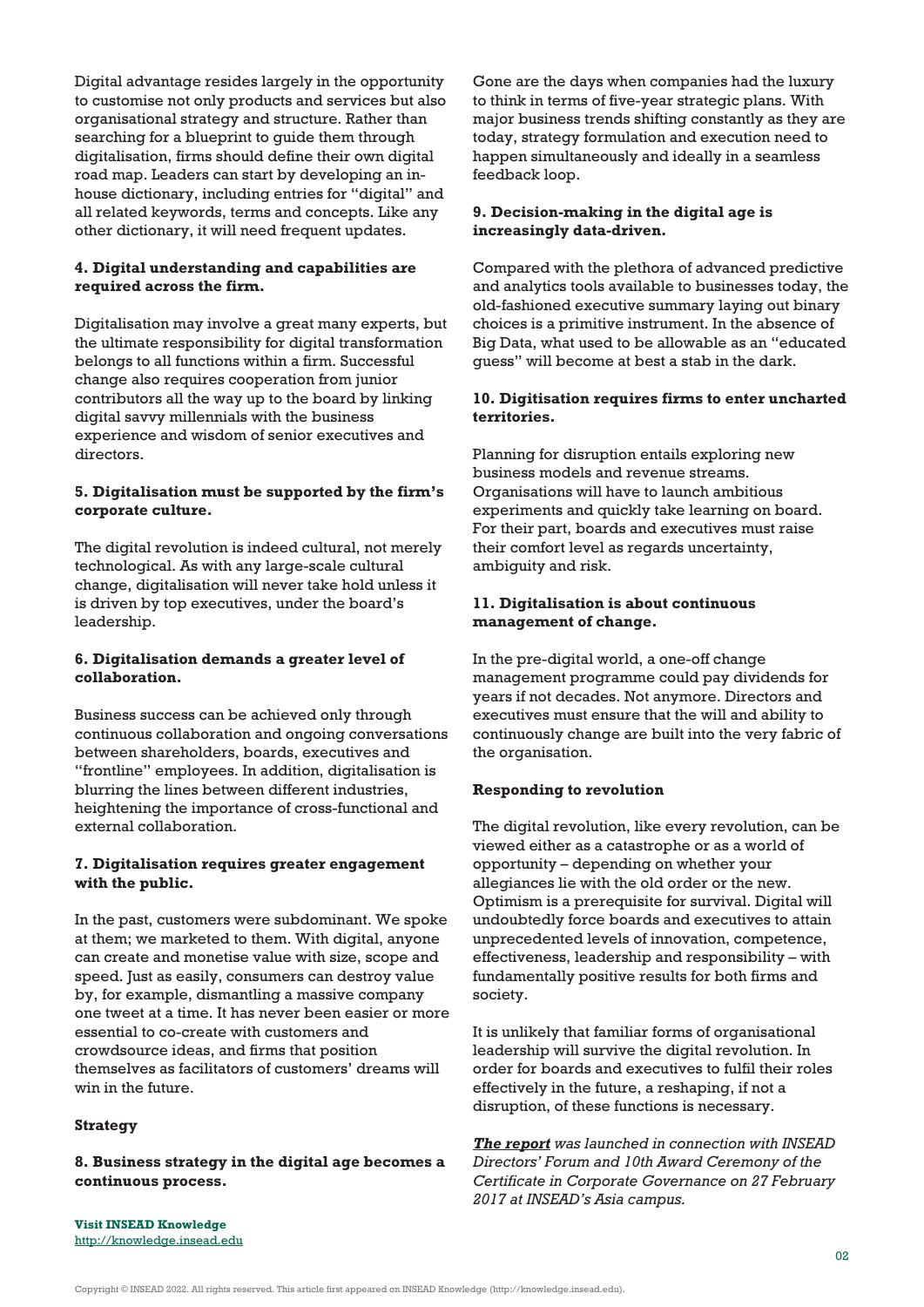Digital advantage resides largely in the opportunity to customise not only products and services but also organisational strategy and structure. Rather than searching for a blueprint to guide them through digitalisation, firms should define their own digital road map. Leaders can start by developing an in-house dictionary, including entries for "digital" and all related keywords, terms and concepts. Like any other dictionary, it will need frequent updates.

**4. Digital understanding and capabilities are required across the firm.**

Digitalisation may involve a great many experts, but the ultimate responsibility for digital transformation belongs to all functions within a firm. Successful change also requires cooperation from junior contributors all the way up to the board by linking digital savvy millennials with the business experience and wisdom of senior executives and directors.

**5. Digitalisation must be supported by the firm's corporate culture.**

The digital revolution is indeed cultural, not merely technological. As with any large-scale cultural change, digitalisation will never take hold unless it is driven by top executives, under the board's leadership.

**6. Digitalisation demands a greater level of collaboration.**

Business success can be achieved only through continuous collaboration and ongoing conversations between shareholders, boards, executives and "frontline" employees. In addition, digitalisation is blurring the lines between different industries, heightening the importance of cross-functional and external collaboration.

**7. Digitalisation requires greater engagement with the public.**

In the past, customers were subdominant. We spoke at them; we marketed to them. With digital, anyone can create and monetise value with size, scope and speed. Just as easily, consumers can destroy value by, for example, dismantling a massive company one tweet at a time. It has never been easier or more essential to co-create with customers and crowdsource ideas, and firms that position themselves as facilitators of customers' dreams will win in the future.

**Strategy**

**8. Business strategy in the digital age becomes a continuous process.**

Gone are the days when companies had the luxury to think in terms of five-year strategic plans. With major business trends shifting constantly as they are today, strategy formulation and execution need to happen simultaneously and ideally in a seamless feedback loop.

**9. Decision-making in the digital age is increasingly data-driven.**

Compared with the plethora of advanced predictive and analytics tools available to businesses today, the old-fashioned executive summary laying out binary choices is a primitive instrument. In the absence of Big Data, what used to be allowable as an "educated guess" will become at best a stab in the dark.

**10. Digitisation requires firms to enter uncharted territories.**

Planning for disruption entails exploring new business models and revenue streams. Organisations will have to launch ambitious experiments and quickly take learning on board. For their part, boards and executives must raise their comfort level as regards uncertainty, ambiguity and risk.

**11. Digitalisation is about continuous management of change.**

In the pre-digital world, a one-off change management programme could pay dividends for years if not decades. Not anymore. Directors and executives must ensure that the will and ability to continuously change are built into the very fabric of the organisation.

**Responding to revolution**

The digital revolution, like every revolution, can be viewed either as a catastrophe or as a world of opportunity – depending on whether your allegiances lie with the old order or the new. Optimism is a prerequisite for survival. Digital will undoubtedly force boards and executives to attain unprecedented levels of innovation, competence, effectiveness, leadership and responsibility – with fundamentally positive results for both firms and society.

It is unlikely that familiar forms of organisational leadership will survive the digital revolution. In order for boards and executives to fulfil their roles effectively in the future, a reshaping, if not a disruption, of these functions is necessary.

***The report*** *was launched in connection with INSEAD Directors' Forum and 10th Award Ceremony of the Certificate in Corporate Governance on 27 February 2017 at INSEAD's Asia campus.*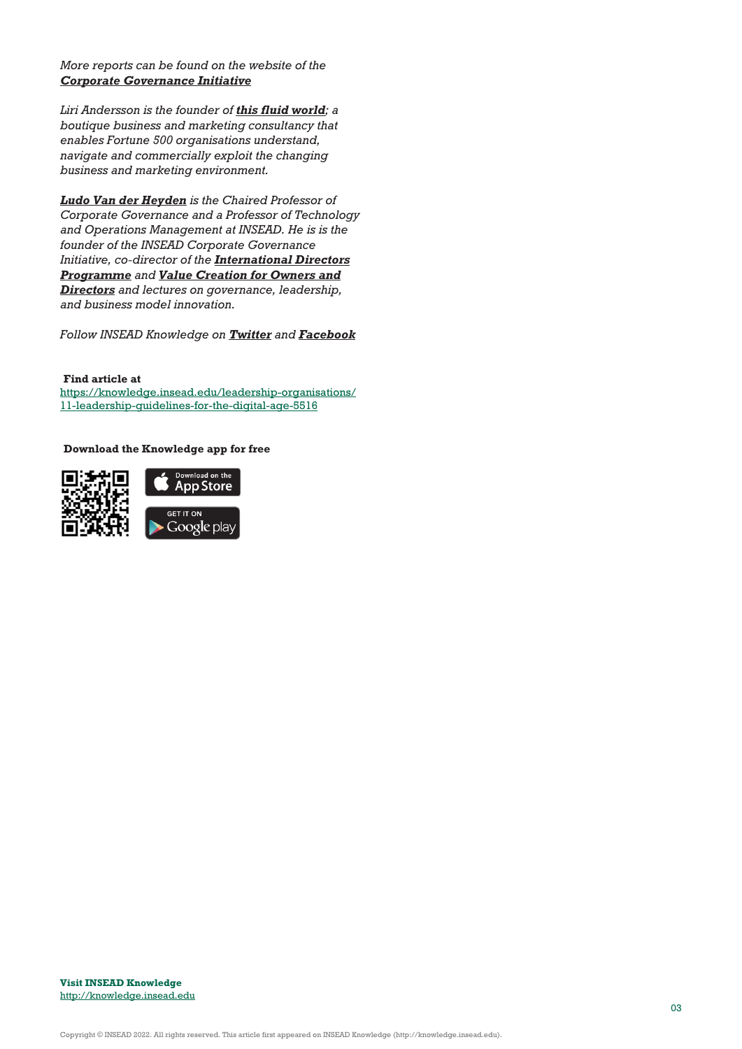*More reports can be found on the website of the* ***Corporate Governance Initiative***

*Liri Andersson is the founder of* ***this fluid world****; a boutique business and marketing consultancy that enables Fortune 500 organisations understand, navigate and commercially exploit the changing business and marketing environment.*

***Ludo Van der Heyden*** *is the Chaired Professor of Corporate Governance and a Professor of Technology and Operations Management at INSEAD. He is is the founder of the INSEAD Corporate Governance Initiative, co-director of the* ***International Directors Programme*** *and* ***Value Creation for Owners and Directors*** *and lectures on governance, leadership, and business model innovation.*

*Follow INSEAD Knowledge on* ***Twitter*** *and* ***Facebook***

**Find article at**
https://knowledge.insead.edu/leadership-organisations/11-leadership-guidelines-for-the-digital-age-5516

**Download the Knowledge app for free**

Download on the App Store

GET IT ON Google play

**Visit INSEAD Knowledge**
http://knowledge.insead.edu

Copyright © INSEAD 2022. All rights reserved. This article first appeared on INSEAD Knowledge (http://knowledge.insead.edu).